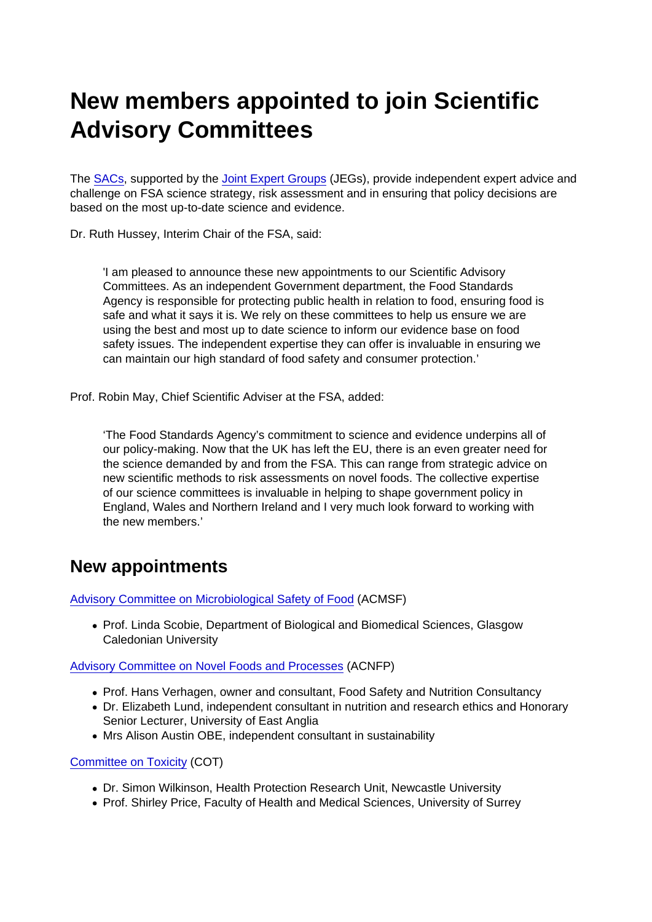# New members appointed to join Scientific Advisory Committees

The SACs, supported by the Joint Expert Groups (JEGs), provide independent expert advice and challenge on FSA science strategy, risk assessment and in ensuring that policy decisions are based on the most up-to-date science and evidence.

Dr. Ruth Hussey, Interim Chair of the FSA, said:

> 'I am pleased to announce these new appointments to our Scientific Advisory Committees. As an independent Government department, the Food Standards Agency is responsible for protecting public health in relation to food, ensuring food is safe and what it says it is. We rely on these committees to help us ensure we are using the best and most up to date science to inform our evidence base on food safety issues. The independent expertise they can offer is invaluable in ensuring we can maintain our high standard of food safety and consumer protection.'

Prof. Robin May, Chief Scientific Adviser at the FSA, added:

> 'The Food Standards Agency's commitment to science and evidence underpins all of our policy-making. Now that the UK has left the EU, there is an even greater need for the science demanded by and from the FSA. This can range from strategic advice on new scientific methods to risk assessments on novel foods. The collective expertise of our science committees is invaluable in helping to shape government policy in England, Wales and Northern Ireland and I very much look forward to working with the new members.'

## New appointments

Advisory Committee on Microbiological Safety of Food (ACMSF)

- Prof. Linda Scobie, Department of Biological and Biomedical Sciences, Glasgow Caledonian University

Advisory Committee on Novel Foods and Processes (ACNFP)

- Prof. Hans Verhagen, owner and consultant, Food Safety and Nutrition Consultancy
- Dr. Elizabeth Lund, independent consultant in nutrition and research ethics and Honorary Senior Lecturer, University of East Anglia
- Mrs Alison Austin OBE, independent consultant in sustainability

Committee on Toxicity (COT)

- Dr. Simon Wilkinson, Health Protection Research Unit, Newcastle University
- Prof. Shirley Price, Faculty of Health and Medical Sciences, University of Surrey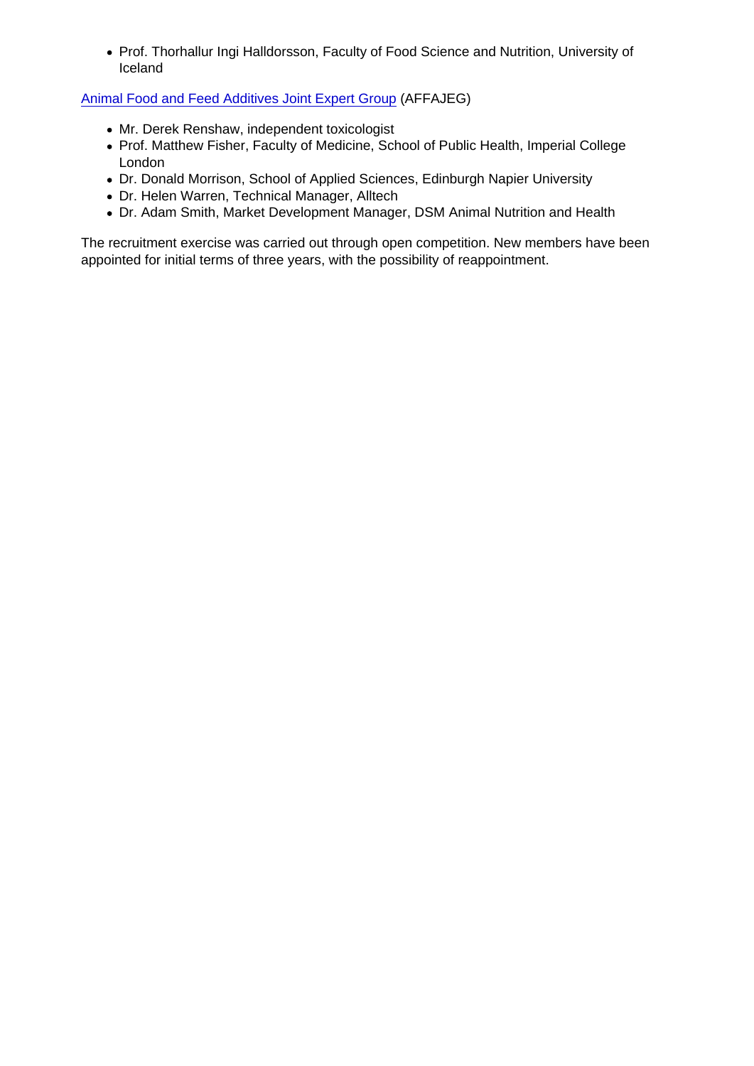- Prof. Thorhallur Ingi Halldorsson, Faculty of Food Science and Nutrition, University of Iceland

Animal Food and Feed Additives Joint Expert Group (AFFAJEG)

- Mr. Derek Renshaw, independent toxicologist
- Prof. Matthew Fisher, Faculty of Medicine, School of Public Health, Imperial College London
- Dr. Donald Morrison, School of Applied Sciences, Edinburgh Napier University
- Dr. Helen Warren, Technical Manager, Alltech
- Dr. Adam Smith, Market Development Manager, DSM Animal Nutrition and Health

The recruitment exercise was carried out through open competition. New members have been appointed for initial terms of three years, with the possibility of reappointment.